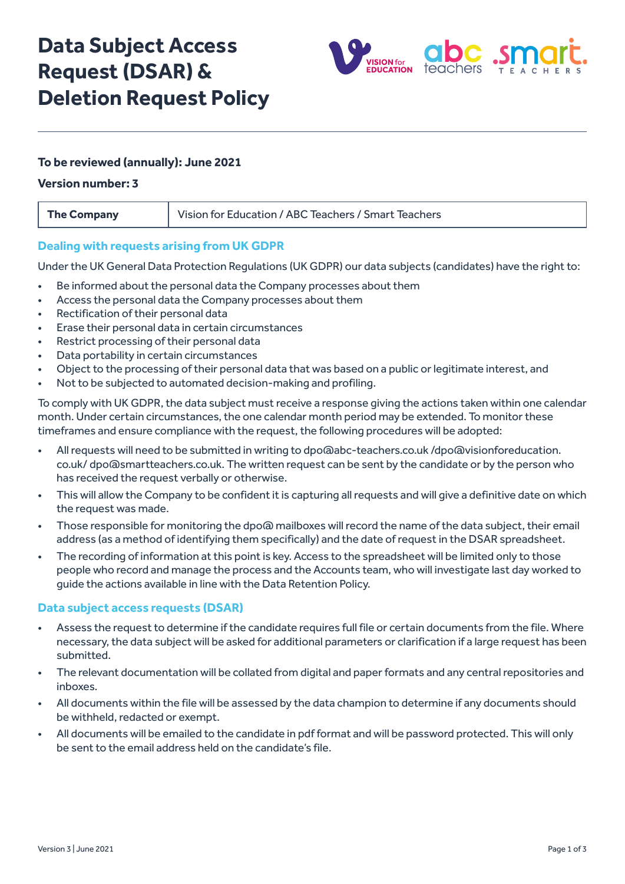# Data Subject Access Request (DSAR) & Deletion Request Policy

**To be reviewed (annually): June 2021**

**Version number: 3**

| **The Company** | Vision for Education / ABC Teachers / Smart Teachers |
|---|---|

## Dealing with requests arising from UK GDPR

Under the UK General Data Protection Regulations (UK GDPR) our data subjects (candidates) have the right to:

- Be informed about the personal data the Company processes about them
- Access the personal data the Company processes about them
- Rectification of their personal data
- Erase their personal data in certain circumstances
- Restrict processing of their personal data
- Data portability in certain circumstances
- Object to the processing of their personal data that was based on a public or legitimate interest, and
- Not to be subjected to automated decision-making and profiling.

To comply with UK GDPR, the data subject must receive a response giving the actions taken within one calendar month. Under certain circumstances, the one calendar month period may be extended. To monitor these timeframes and ensure compliance with the request, the following procedures will be adopted:

- All requests will need to be submitted in writing to dpo@abc-teachers.co.uk /dpo@visionforeducation.co.uk/ dpo@smartteachers.co.uk. The written request can be sent by the candidate or by the person who has received the request verbally or otherwise.
- This will allow the Company to be confident it is capturing all requests and will give a definitive date on which the request was made.
- Those responsible for monitoring the dpo@ mailboxes will record the name of the data subject, their email address (as a method of identifying them specifically) and the date of request in the DSAR spreadsheet.
- The recording of information at this point is key. Access to the spreadsheet will be limited only to those people who record and manage the process and the Accounts team, who will investigate last day worked to guide the actions available in line with the Data Retention Policy.

## Data subject access requests (DSAR)

- Assess the request to determine if the candidate requires full file or certain documents from the file. Where necessary, the data subject will be asked for additional parameters or clarification if a large request has been submitted.
- The relevant documentation will be collated from digital and paper formats and any central repositories and inboxes.
- All documents within the file will be assessed by the data champion to determine if any documents should be withheld, redacted or exempt.
- All documents will be emailed to the candidate in pdf format and will be password protected. This will only be sent to the email address held on the candidate's file.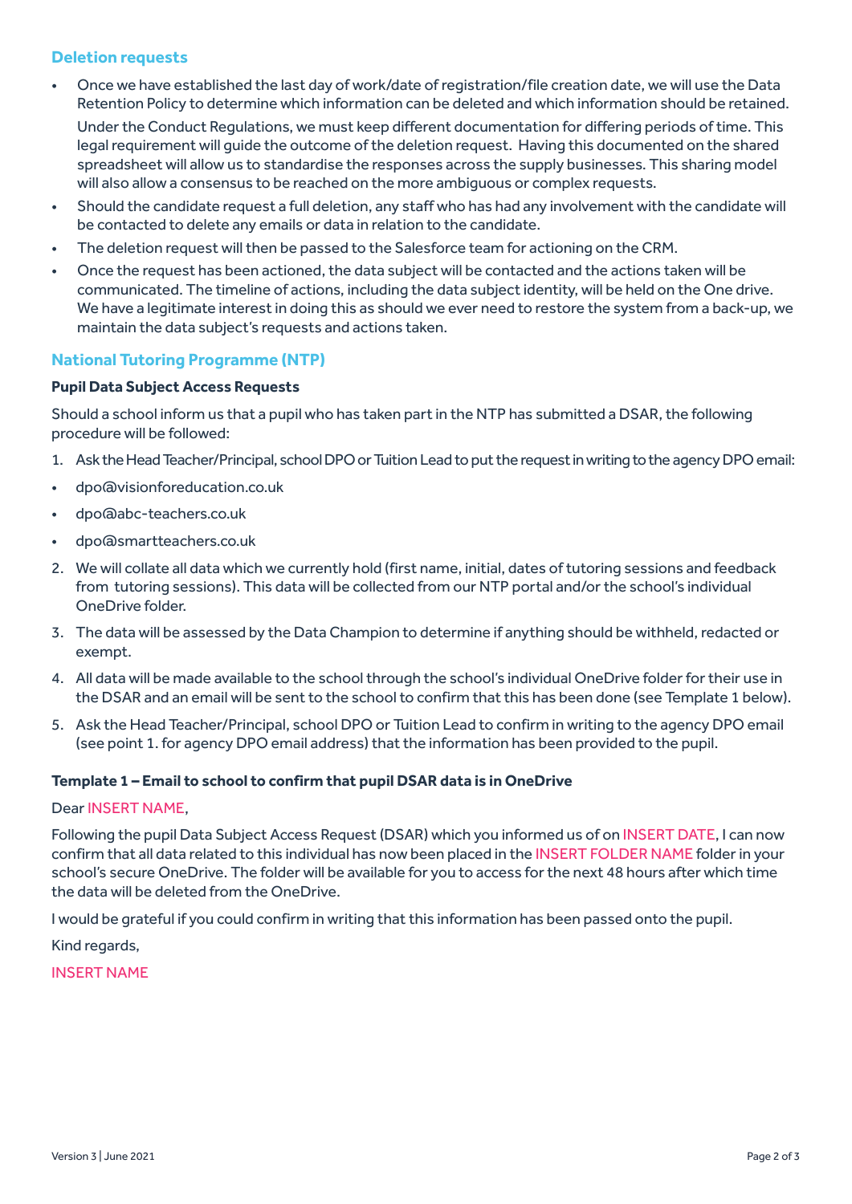## Deletion requests

- Once we have established the last day of work/date of registration/file creation date, we will use the Data Retention Policy to determine which information can be deleted and which information should be retained.

  Under the Conduct Regulations, we must keep different documentation for differing periods of time. This legal requirement will guide the outcome of the deletion request. Having this documented on the shared spreadsheet will allow us to standardise the responses across the supply businesses. This sharing model will also allow a consensus to be reached on the more ambiguous or complex requests.
- Should the candidate request a full deletion, any staff who has had any involvement with the candidate will be contacted to delete any emails or data in relation to the candidate.
- The deletion request will then be passed to the Salesforce team for actioning on the CRM.
- Once the request has been actioned, the data subject will be contacted and the actions taken will be communicated. The timeline of actions, including the data subject identity, will be held on the One drive. We have a legitimate interest in doing this as should we ever need to restore the system from a back-up, we maintain the data subject's requests and actions taken.

## National Tutoring Programme (NTP)

### Pupil Data Subject Access Requests

Should a school inform us that a pupil who has taken part in the NTP has submitted a DSAR, the following procedure will be followed:

1. Ask the Head Teacher/Principal, school DPO or Tuition Lead to put the request in writing to the agency DPO email:
   - dpo@visionforeducation.co.uk
   - dpo@abc-teachers.co.uk
   - dpo@smartteachers.co.uk
2. We will collate all data which we currently hold (first name, initial, dates of tutoring sessions and feedback from tutoring sessions). This data will be collected from our NTP portal and/or the school's individual OneDrive folder.
3. The data will be assessed by the Data Champion to determine if anything should be withheld, redacted or exempt.
4. All data will be made available to the school through the school's individual OneDrive folder for their use in the DSAR and an email will be sent to the school to confirm that this has been done (see Template 1 below).
5. Ask the Head Teacher/Principal, school DPO or Tuition Lead to confirm in writing to the agency DPO email (see point 1. for agency DPO email address) that the information has been provided to the pupil.

### Template 1 – Email to school to confirm that pupil DSAR data is in OneDrive

Dear INSERT NAME,

Following the pupil Data Subject Access Request (DSAR) which you informed us of on INSERT DATE, I can now confirm that all data related to this individual has now been placed in the INSERT FOLDER NAME folder in your school's secure OneDrive. The folder will be available for you to access for the next 48 hours after which time the data will be deleted from the OneDrive.

I would be grateful if you could confirm in writing that this information has been passed onto the pupil.

Kind regards,

INSERT NAME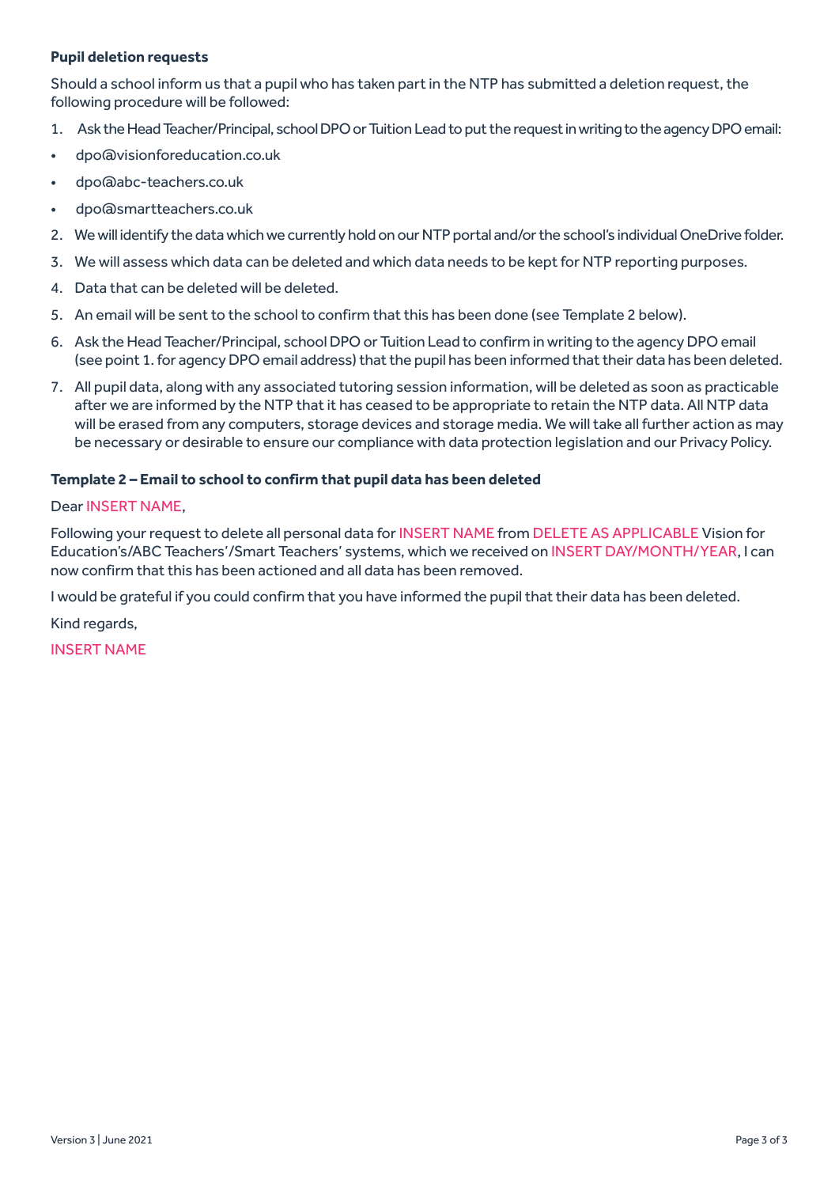**Pupil deletion requests**

Should a school inform us that a pupil who has taken part in the NTP has submitted a deletion request, the following procedure will be followed:

1. Ask the Head Teacher/Principal, school DPO or Tuition Lead to put the request in writing to the agency DPO email:
    - dpo@visionforeducation.co.uk
    - dpo@abc-teachers.co.uk
    - dpo@smartteachers.co.uk
2. We will identify the data which we currently hold on our NTP portal and/or the school's individual OneDrive folder.
3. We will assess which data can be deleted and which data needs to be kept for NTP reporting purposes.
4. Data that can be deleted will be deleted.
5. An email will be sent to the school to confirm that this has been done (see Template 2 below).
6. Ask the Head Teacher/Principal, school DPO or Tuition Lead to confirm in writing to the agency DPO email (see point 1. for agency DPO email address) that the pupil has been informed that their data has been deleted.
7. All pupil data, along with any associated tutoring session information, will be deleted as soon as practicable after we are informed by the NTP that it has ceased to be appropriate to retain the NTP data. All NTP data will be erased from any computers, storage devices and storage media. We will take all further action as may be necessary or desirable to ensure our compliance with data protection legislation and our Privacy Policy.

**Template 2 – Email to school to confirm that pupil data has been deleted**

Dear INSERT NAME,

Following your request to delete all personal data for INSERT NAME from DELETE AS APPLICABLE Vision for Education's/ABC Teachers'/Smart Teachers' systems, which we received on INSERT DAY/MONTH/YEAR, I can now confirm that this has been actioned and all data has been removed.

I would be grateful if you could confirm that you have informed the pupil that their data has been deleted.

Kind regards,

INSERT NAME